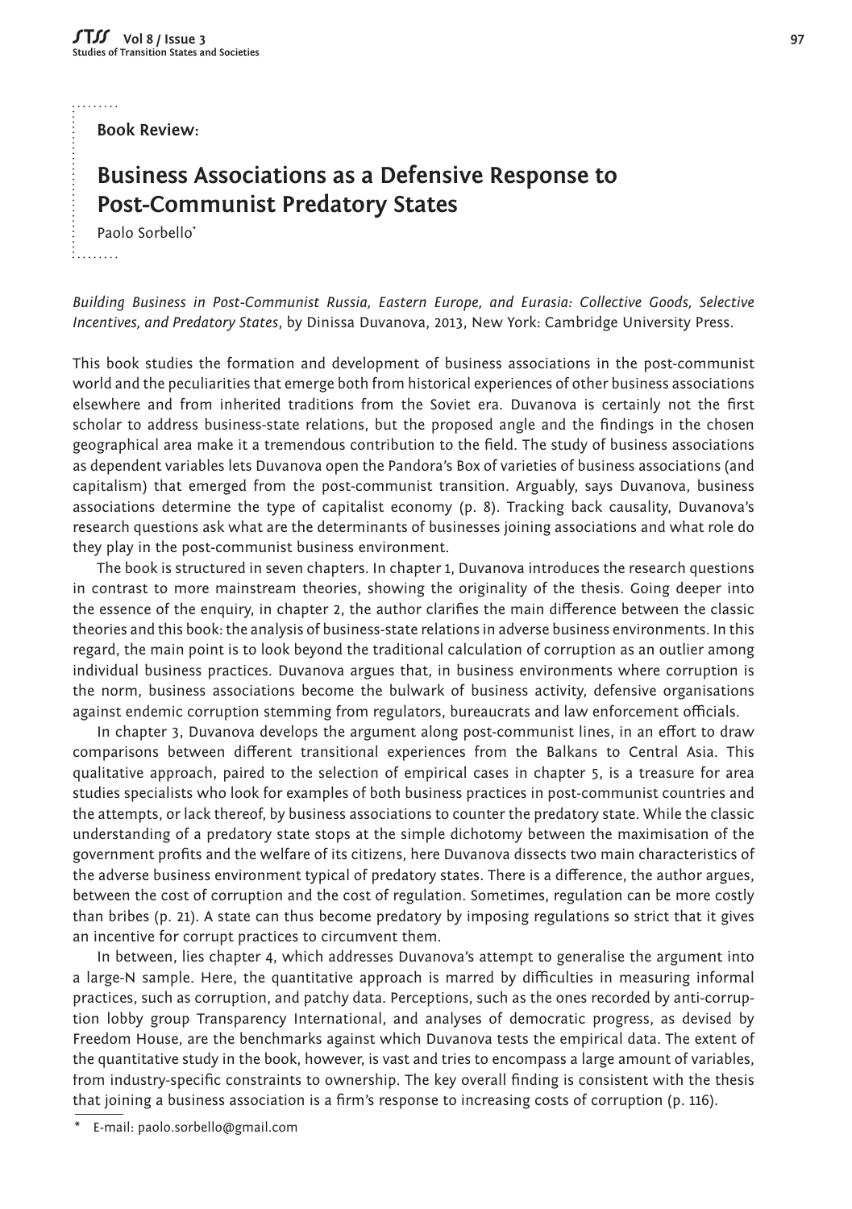Book Review:

# Business Associations as a Defensive Response to Post-Communist Predatory States

Paolo Sorbello*

*Building Business in Post-Communist Russia, Eastern Europe, and Eurasia: Collective Goods, Selective Incentives, and Predatory States*, by Dinissa Duvanova, 2013, New York: Cambridge University Press.

This book studies the formation and development of business associations in the post-communist world and the peculiarities that emerge both from historical experiences of other business associations elsewhere and from inherited traditions from the Soviet era. Duvanova is certainly not the first scholar to address business-state relations, but the proposed angle and the findings in the chosen geographical area make it a tremendous contribution to the field. The study of business associations as dependent variables lets Duvanova open the Pandora's Box of varieties of business associations (and capitalism) that emerged from the post-communist transition. Arguably, says Duvanova, business associations determine the type of capitalist economy (p. 8). Tracking back causality, Duvanova's research questions ask what are the determinants of businesses joining associations and what role do they play in the post-communist business environment.

The book is structured in seven chapters. In chapter 1, Duvanova introduces the research questions in contrast to more mainstream theories, showing the originality of the thesis. Going deeper into the essence of the enquiry, in chapter 2, the author clarifies the main difference between the classic theories and this book: the analysis of business-state relations in adverse business environments. In this regard, the main point is to look beyond the traditional calculation of corruption as an outlier among individual business practices. Duvanova argues that, in business environments where corruption is the norm, business associations become the bulwark of business activity, defensive organisations against endemic corruption stemming from regulators, bureaucrats and law enforcement officials.

In chapter 3, Duvanova develops the argument along post-communist lines, in an effort to draw comparisons between different transitional experiences from the Balkans to Central Asia. This qualitative approach, paired to the selection of empirical cases in chapter 5, is a treasure for area studies specialists who look for examples of both business practices in post-communist countries and the attempts, or lack thereof, by business associations to counter the predatory state. While the classic understanding of a predatory state stops at the simple dichotomy between the maximisation of the government profits and the welfare of its citizens, here Duvanova dissects two main characteristics of the adverse business environment typical of predatory states. There is a difference, the author argues, between the cost of corruption and the cost of regulation. Sometimes, regulation can be more costly than bribes (p. 21). A state can thus become predatory by imposing regulations so strict that it gives an incentive for corrupt practices to circumvent them.

In between, lies chapter 4, which addresses Duvanova's attempt to generalise the argument into a large-N sample. Here, the quantitative approach is marred by difficulties in measuring informal practices, such as corruption, and patchy data. Perceptions, such as the ones recorded by anti-corruption lobby group Transparency International, and analyses of democratic progress, as devised by Freedom House, are the benchmarks against which Duvanova tests the empirical data. The extent of the quantitative study in the book, however, is vast and tries to encompass a large amount of variables, from industry-specific constraints to ownership. The key overall finding is consistent with the thesis that joining a business association is a firm's response to increasing costs of corruption (p. 116).

\* E-mail: paolo.sorbello@gmail.com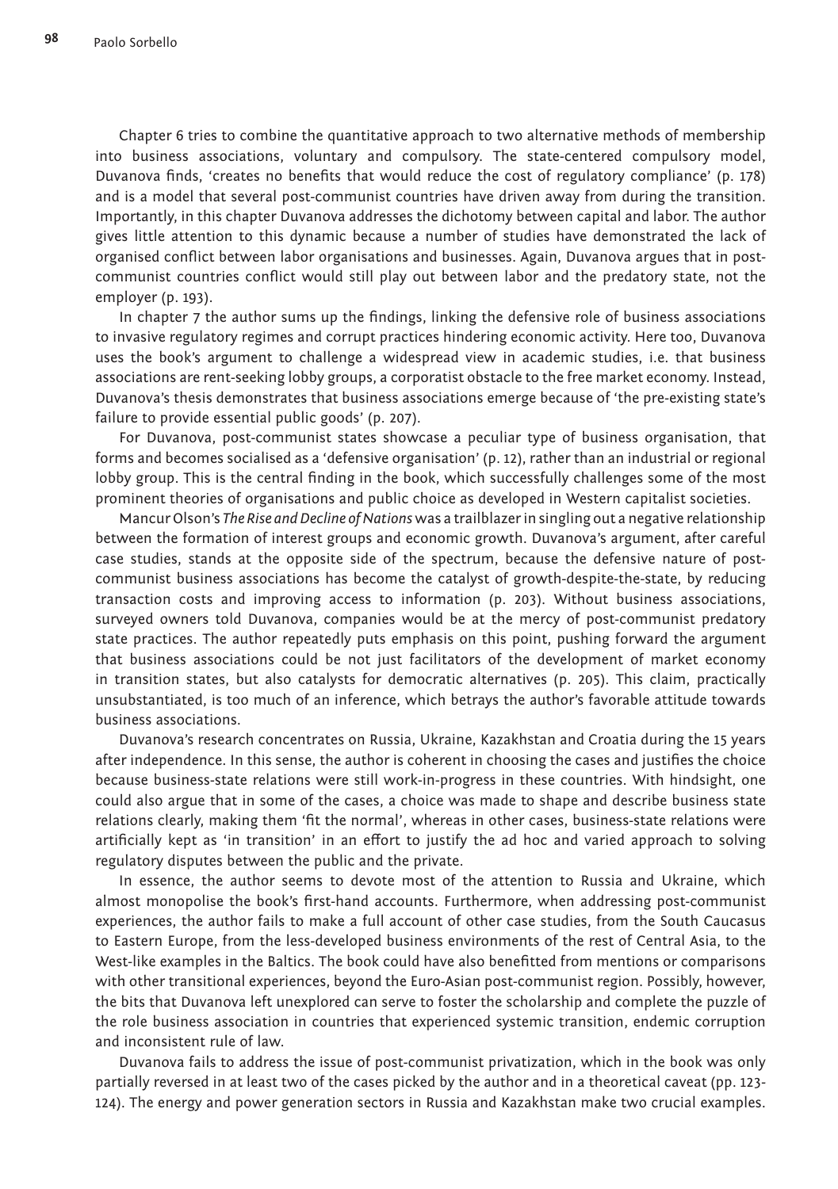Chapter 6 tries to combine the quantitative approach to two alternative methods of membership into business associations, voluntary and compulsory. The state-centered compulsory model, Duvanova finds, 'creates no benefits that would reduce the cost of regulatory compliance' (p. 178) and is a model that several post-communist countries have driven away from during the transition. Importantly, in this chapter Duvanova addresses the dichotomy between capital and labor. The author gives little attention to this dynamic because a number of studies have demonstrated the lack of organised conflict between labor organisations and businesses. Again, Duvanova argues that in post-communist countries conflict would still play out between labor and the predatory state, not the employer (p. 193).

In chapter 7 the author sums up the findings, linking the defensive role of business associations to invasive regulatory regimes and corrupt practices hindering economic activity. Here too, Duvanova uses the book's argument to challenge a widespread view in academic studies, i.e. that business associations are rent-seeking lobby groups, a corporatist obstacle to the free market economy. Instead, Duvanova's thesis demonstrates that business associations emerge because of 'the pre-existing state's failure to provide essential public goods' (p. 207).

For Duvanova, post-communist states showcase a peculiar type of business organisation, that forms and becomes socialised as a 'defensive organisation' (p. 12), rather than an industrial or regional lobby group. This is the central finding in the book, which successfully challenges some of the most prominent theories of organisations and public choice as developed in Western capitalist societies.

Mancur Olson's *The Rise and Decline of Nations* was a trailblazer in singling out a negative relationship between the formation of interest groups and economic growth. Duvanova's argument, after careful case studies, stands at the opposite side of the spectrum, because the defensive nature of post-communist business associations has become the catalyst of growth-despite-the-state, by reducing transaction costs and improving access to information (p. 203). Without business associations, surveyed owners told Duvanova, companies would be at the mercy of post-communist predatory state practices. The author repeatedly puts emphasis on this point, pushing forward the argument that business associations could be not just facilitators of the development of market economy in transition states, but also catalysts for democratic alternatives (p. 205). This claim, practically unsubstantiated, is too much of an inference, which betrays the author's favorable attitude towards business associations.

Duvanova's research concentrates on Russia, Ukraine, Kazakhstan and Croatia during the 15 years after independence. In this sense, the author is coherent in choosing the cases and justifies the choice because business-state relations were still work-in-progress in these countries. With hindsight, one could also argue that in some of the cases, a choice was made to shape and describe business state relations clearly, making them 'fit the normal', whereas in other cases, business-state relations were artificially kept as 'in transition' in an effort to justify the ad hoc and varied approach to solving regulatory disputes between the public and the private.

In essence, the author seems to devote most of the attention to Russia and Ukraine, which almost monopolise the book's first-hand accounts. Furthermore, when addressing post-communist experiences, the author fails to make a full account of other case studies, from the South Caucasus to Eastern Europe, from the less-developed business environments of the rest of Central Asia, to the West-like examples in the Baltics. The book could have also benefitted from mentions or comparisons with other transitional experiences, beyond the Euro-Asian post-communist region. Possibly, however, the bits that Duvanova left unexplored can serve to foster the scholarship and complete the puzzle of the role business association in countries that experienced systemic transition, endemic corruption and inconsistent rule of law.

Duvanova fails to address the issue of post-communist privatization, which in the book was only partially reversed in at least two of the cases picked by the author and in a theoretical caveat (pp. 123-124). The energy and power generation sectors in Russia and Kazakhstan make two crucial examples.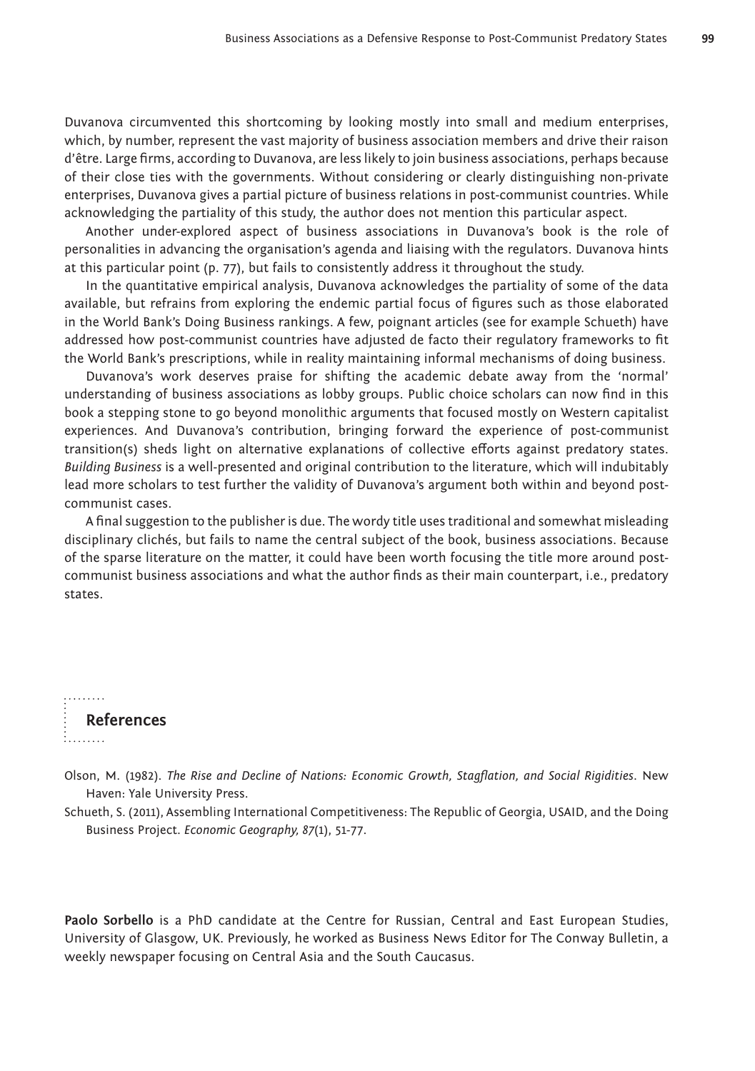Duvanova circumvented this shortcoming by looking mostly into small and medium enterprises, which, by number, represent the vast majority of business association members and drive their raison d'être. Large firms, according to Duvanova, are less likely to join business associations, perhaps because of their close ties with the governments. Without considering or clearly distinguishing non-private enterprises, Duvanova gives a partial picture of business relations in post-communist countries. While acknowledging the partiality of this study, the author does not mention this particular aspect.

Another under-explored aspect of business associations in Duvanova's book is the role of personalities in advancing the organisation's agenda and liaising with the regulators. Duvanova hints at this particular point (p. 77), but fails to consistently address it throughout the study.

In the quantitative empirical analysis, Duvanova acknowledges the partiality of some of the data available, but refrains from exploring the endemic partial focus of figures such as those elaborated in the World Bank's Doing Business rankings. A few, poignant articles (see for example Schueth) have addressed how post-communist countries have adjusted de facto their regulatory frameworks to fit the World Bank's prescriptions, while in reality maintaining informal mechanisms of doing business.

Duvanova's work deserves praise for shifting the academic debate away from the 'normal' understanding of business associations as lobby groups. Public choice scholars can now find in this book a stepping stone to go beyond monolithic arguments that focused mostly on Western capitalist experiences. And Duvanova's contribution, bringing forward the experience of post-communist transition(s) sheds light on alternative explanations of collective efforts against predatory states. *Building Business* is a well-presented and original contribution to the literature, which will indubitably lead more scholars to test further the validity of Duvanova's argument both within and beyond post-communist cases.

A final suggestion to the publisher is due. The wordy title uses traditional and somewhat misleading disciplinary clichés, but fails to name the central subject of the book, business associations. Because of the sparse literature on the matter, it could have been worth focusing the title more around post-communist business associations and what the author finds as their main counterpart, i.e., predatory states.

## References

Olson, M. (1982). *The Rise and Decline of Nations: Economic Growth, Stagflation, and Social Rigidities*. New Haven: Yale University Press.

Schueth, S. (2011), Assembling International Competitiveness: The Republic of Georgia, USAID, and the Doing Business Project. *Economic Geography, 87*(1), 51-77.

**Paolo Sorbello** is a PhD candidate at the Centre for Russian, Central and East European Studies, University of Glasgow, UK. Previously, he worked as Business News Editor for The Conway Bulletin, a weekly newspaper focusing on Central Asia and the South Caucasus.